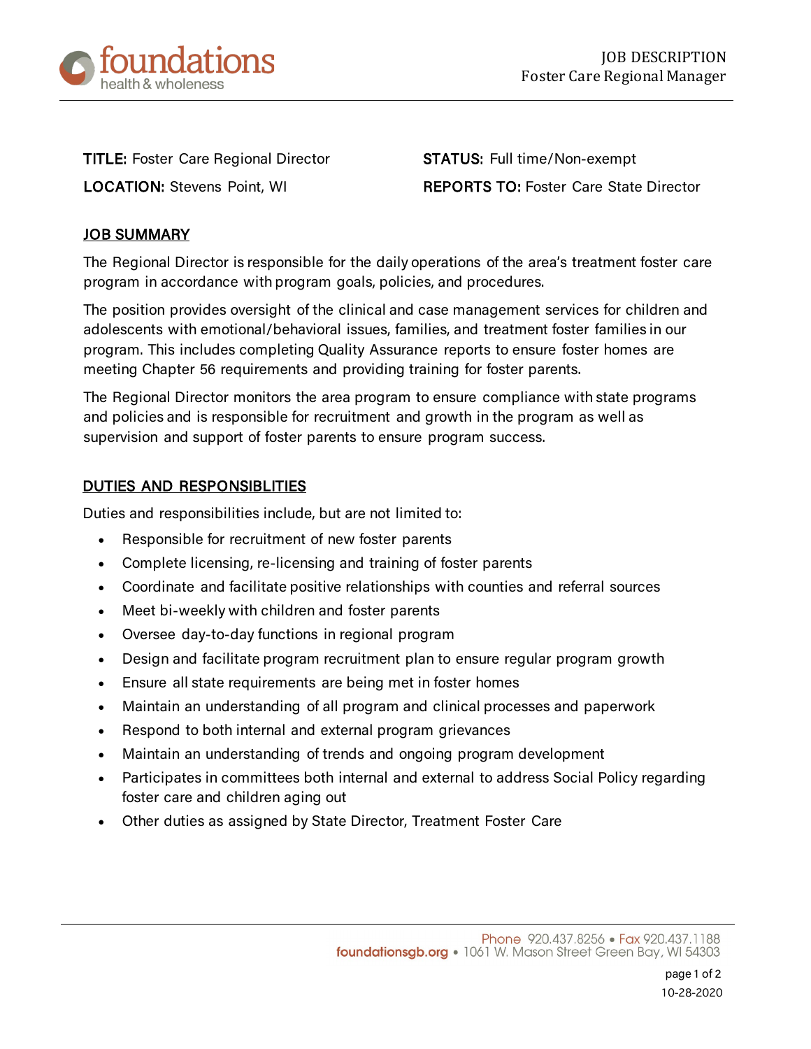**TITLE:** Foster Care Regional Director

**LOCATION:** Stevens Point, WI

**STATUS:** Full time/Non-exempt

**REPORTS TO:** Foster Care State Director

## JOB SUMMARY

The Regional Director is responsible for the daily operations of the area's treatment foster care program in accordance with program goals, policies, and procedures.

The position provides oversight of the clinical and case management services for children and adolescents with emotional/behavioral issues, families, and treatment foster families in our program. This includes completing Quality Assurance reports to ensure foster homes are meeting Chapter 56 requirements and providing training for foster parents.

The Regional Director monitors the area program to ensure compliance with state programs and policies and is responsible for recruitment and growth in the program as well as supervision and support of foster parents to ensure program success.

## DUTIES AND RESPONSIBLITIES

Duties and responsibilities include, but are not limited to:

- Responsible for recruitment of new foster parents
- Complete licensing, re-licensing and training of foster parents
- Coordinate and facilitate positive relationships with counties and referral sources
- Meet bi-weekly with children and foster parents
- Oversee day-to-day functions in regional program
- Design and facilitate program recruitment plan to ensure regular program growth
- Ensure all state requirements are being met in foster homes
- Maintain an understanding of all program and clinical processes and paperwork
- Respond to both internal and external program grievances
- Maintain an understanding of trends and ongoing program development
- Participates in committees both internal and external to address Social Policy regarding foster care and children aging out
- Other duties as assigned by State Director, Treatment Foster Care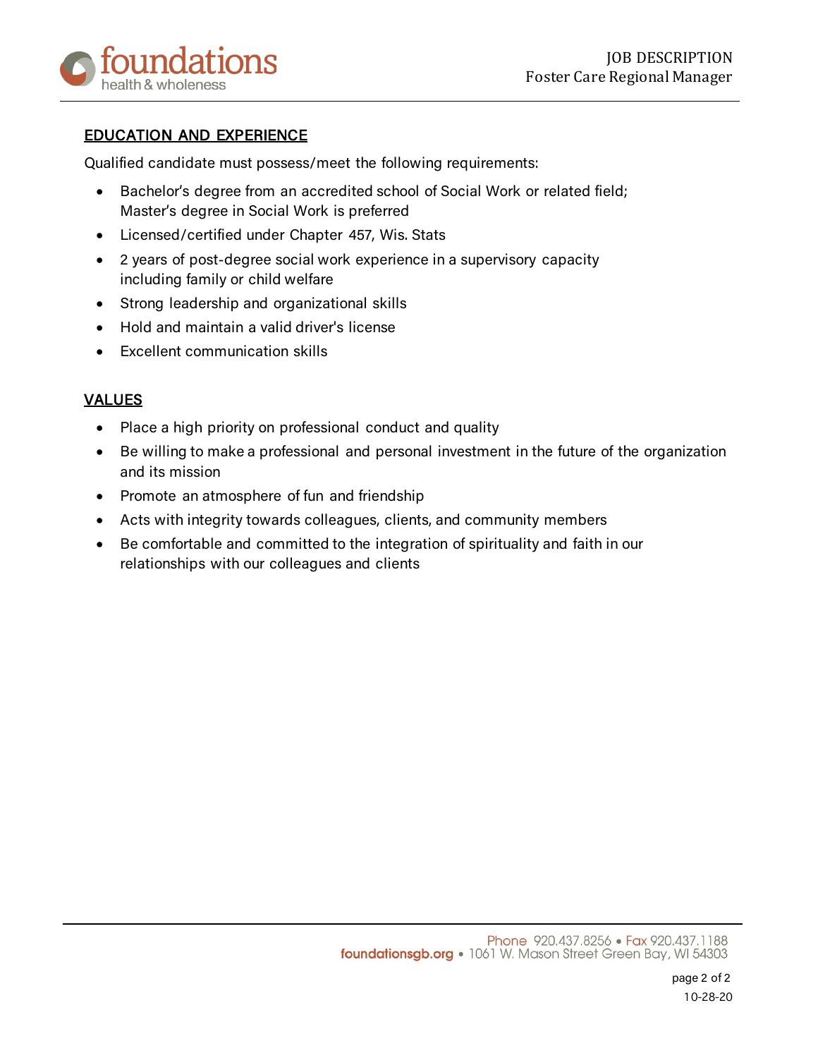## EDUCATION AND EXPERIENCE

Qualified candidate must possess/meet the following requirements:

- Bachelor's degree from an accredited school of Social Work or related field; Master's degree in Social Work is preferred
- Licensed/certified under Chapter 457, Wis. Stats
- 2 years of post-degree social work experience in a supervisory capacity including family or child welfare
- Strong leadership and organizational skills
- Hold and maintain a valid driver's license
- Excellent communication skills

## VALUES

- Place a high priority on professional conduct and quality
- Be willing to make a professional and personal investment in the future of the organization and its mission
- Promote an atmosphere of fun and friendship
- Acts with integrity towards colleagues, clients, and community members
- Be comfortable and committed to the integration of spirituality and faith in our relationships with our colleagues and clients